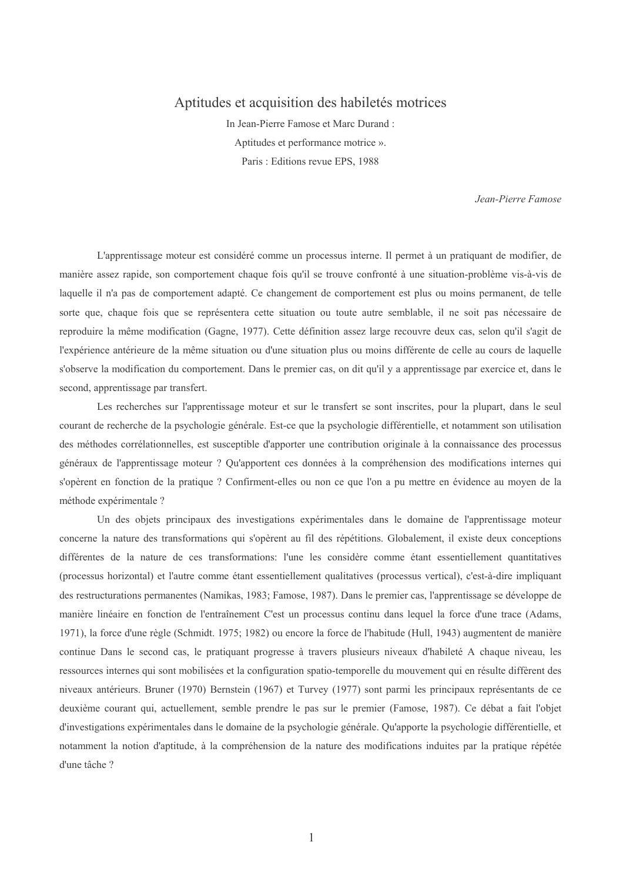# Aptitudes et acquisition des habiletés motrices

In Jean-Pierre Famose et Marc Durand :

Aptitudes et performance motrice ».

Paris : Editions revue EPS, 1988

*Jean-Pierre Famose*

L'apprentissage moteur est considéré comme un processus interne. Il permet à un pratiquant de modifier, de manière assez rapide, son comportement chaque fois qu'il se trouve confronté à une situation-problème vis-à-vis de laquelle il n'a pas de comportement adapté. Ce changement de comportement est plus ou moins permanent, de telle sorte que, chaque fois que se représentera cette situation ou toute autre semblable, il ne soit pas nécessaire de reproduire la même modification (Gagne, 1977). Cette définition assez large recouvre deux cas, selon qu'il s'agit de l'expérience antérieure de la même situation ou d'une situation plus ou moins différente de celle au cours de laquelle s'observe la modification du comportement. Dans le premier cas, on dit qu'il y a apprentissage par exercice et, dans le second, apprentissage par transfert.

Les recherches sur l'apprentissage moteur et sur le transfert se sont inscrites, pour la plupart, dans le seul courant de recherche de la psychologie générale. Est-ce que la psychologie différentielle, et notamment son utilisation des méthodes corrélationnelles, est susceptible d'apporter une contribution originale à la connaissance des processus généraux de l'apprentissage moteur ? Qu'apportent ces données à la compréhension des modifications internes qui s'opèrent en fonction de la pratique ? Confirment-elles ou non ce que l'on a pu mettre en évidence au moyen de la méthode expérimentale ?

Un des objets principaux des investigations expérimentales dans le domaine de l'apprentissage moteur concerne la nature des transformations qui s'opèrent au fil des répétitions. Globalement, il existe deux conceptions différentes de la nature de ces transformations: l'une les considère comme étant essentiellement quantitatives (processus horizontal) et l'autre comme étant essentiellement qualitatives (processus vertical), c'est-à-dire impliquant des restructurations permanentes (Namikas, 1983; Famose, 1987). Dans le premier cas, l'apprentissage se développe de manière linéaire en fonction de l'entraînement C'est un processus continu dans lequel la force d'une trace (Adams, 1971), la force d'une règle (Schmidt. 1975; 1982) ou encore la force de l'habitude (Hull, 1943) augmentent de manière continue Dans le second cas, le pratiquant progresse à travers plusieurs niveaux d'habileté A chaque niveau, les ressources internes qui sont mobilisées et la configuration spatio-temporelle du mouvement qui en résulte diffèrent des niveaux antérieurs. Bruner (1970) Bernstein (1967) et Turvey (1977) sont parmi les principaux représentants de ce deuxième courant qui, actuellement, semble prendre le pas sur le premier (Famose, 1987). Ce débat a fait l'objet d'investigations expérimentales dans le domaine de la psychologie générale. Qu'apporte la psychologie différentielle, et notamment la notion d'aptitude, à la compréhension de la nature des modifications induites par la pratique répétée d'une tâche ?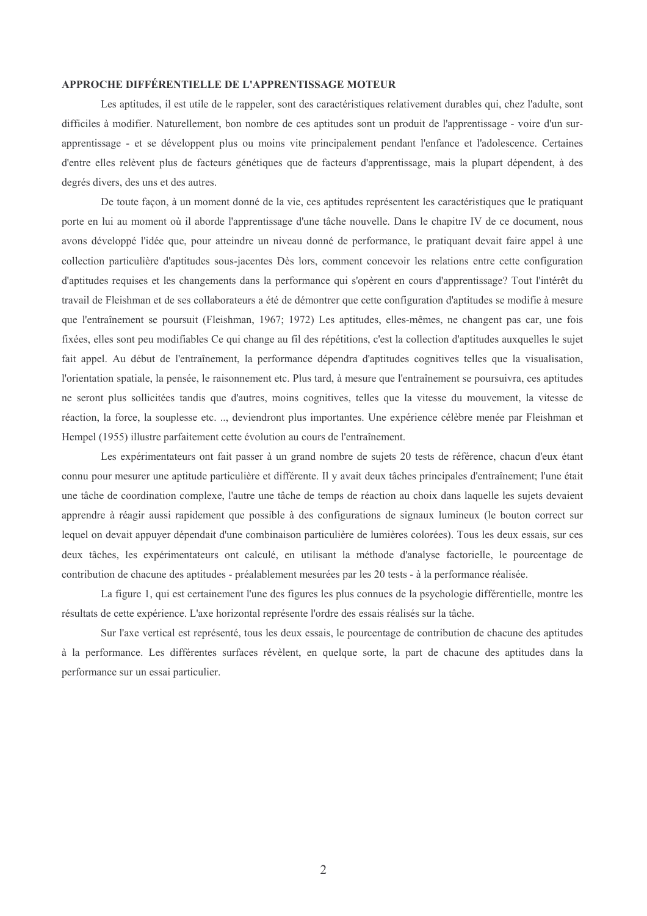**APPROCHE DIFFÉRENTIELLE DE L'APPRENTISSAGE MOTEUR**

Les aptitudes, il est utile de le rappeler, sont des caractéristiques relativement durables qui, chez l'adulte, sont difficiles à modifier. Naturellement, bon nombre de ces aptitudes sont un produit de l'apprentissage - voire d'un sur-apprentissage - et se développent plus ou moins vite principalement pendant l'enfance et l'adolescence. Certaines d'entre elles relèvent plus de facteurs génétiques que de facteurs d'apprentissage, mais la plupart dépendent, à des degrés divers, des uns et des autres.

De toute façon, à un moment donné de la vie, ces aptitudes représentent les caractéristiques que le pratiquant porte en lui au moment où il aborde l'apprentissage d'une tâche nouvelle. Dans le chapitre IV de ce document, nous avons développé l'idée que, pour atteindre un niveau donné de performance, le pratiquant devait faire appel à une collection particulière d'aptitudes sous-jacentes Dès lors, comment concevoir les relations entre cette configuration d'aptitudes requises et les changements dans la performance qui s'opèrent en cours d'apprentissage? Tout l'intérêt du travail de Fleishman et de ses collaborateurs a été de démontrer que cette configuration d'aptitudes se modifie à mesure que l'entraînement se poursuit (Fleishman, 1967; 1972) Les aptitudes, elles-mêmes, ne changent pas car, une fois fixées, elles sont peu modifiables Ce qui change au fil des répétitions, c'est la collection d'aptitudes auxquelles le sujet fait appel. Au début de l'entraînement, la performance dépendra d'aptitudes cognitives telles que la visualisation, l'orientation spatiale, la pensée, le raisonnement etc. Plus tard, à mesure que l'entraînement se poursuivra, ces aptitudes ne seront plus sollicitées tandis que d'autres, moins cognitives, telles que la vitesse du mouvement, la vitesse de réaction, la force, la souplesse etc. .., deviendront plus importantes. Une expérience célèbre menée par Fleishman et Hempel (1955) illustre parfaitement cette évolution au cours de l'entraînement.

Les expérimentateurs ont fait passer à un grand nombre de sujets 20 tests de référence, chacun d'eux étant connu pour mesurer une aptitude particulière et différente. Il y avait deux tâches principales d'entraînement; l'une était une tâche de coordination complexe, l'autre une tâche de temps de réaction au choix dans laquelle les sujets devaient apprendre à réagir aussi rapidement que possible à des configurations de signaux lumineux (le bouton correct sur lequel on devait appuyer dépendait d'une combinaison particulière de lumières colorées). Tous les deux essais, sur ces deux tâches, les expérimentateurs ont calculé, en utilisant la méthode d'analyse factorielle, le pourcentage de contribution de chacune des aptitudes - préalablement mesurées par les 20 tests - à la performance réalisée.

La figure 1, qui est certainement l'une des figures les plus connues de la psychologie différentielle, montre les résultats de cette expérience. L'axe horizontal représente l'ordre des essais réalisés sur la tâche.

Sur l'axe vertical est représenté, tous les deux essais, le pourcentage de contribution de chacune des aptitudes à la performance. Les différentes surfaces révèlent, en quelque sorte, la part de chacune des aptitudes dans la performance sur un essai particulier.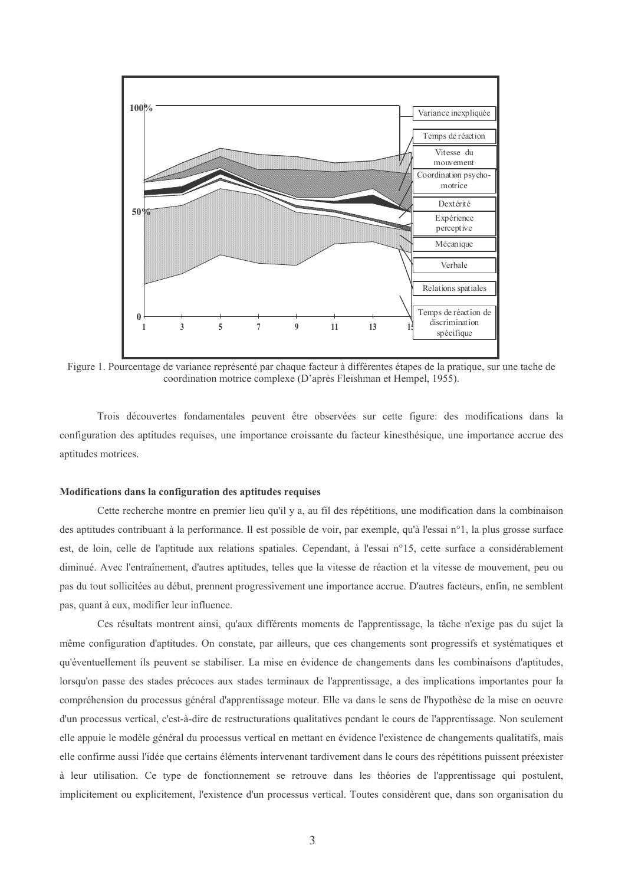Figure 1. Pourcentage de variance représenté par chaque facteur à différentes étapes de la pratique, sur une tache de coordination motrice complexe (D'après Fleishman et Hempel, 1955).

Trois découvertes fondamentales peuvent être observées sur cette figure: des modifications dans la configuration des aptitudes requises, une importance croissante du facteur kinesthésique, une importance accrue des aptitudes motrices.

**Modifications dans la configuration des aptitudes requises**

Cette recherche montre en premier lieu qu'il y a, au fil des répétitions, une modification dans la combinaison des aptitudes contribuant à la performance. Il est possible de voir, par exemple, qu'à l'essai n°1, la plus grosse surface est, de loin, celle de l'aptitude aux relations spatiales. Cependant, à l'essai n°15, cette surface a considérablement diminué. Avec l'entraînement, d'autres aptitudes, telles que la vitesse de réaction et la vitesse de mouvement, peu ou pas du tout sollicitées au début, prennent progressivement une importance accrue. D'autres facteurs, enfin, ne semblent pas, quant à eux, modifier leur influence.

Ces résultats montrent ainsi, qu'aux différents moments de l'apprentissage, la tâche n'exige pas du sujet la même configuration d'aptitudes. On constate, par ailleurs, que ces changements sont progressifs et systématiques et qu'éventuellement ils peuvent se stabiliser. La mise en évidence de changements dans les combinaisons d'aptitudes, lorsqu'on passe des stades précoces aux stades terminaux de l'apprentissage, a des implications importantes pour la compréhension du processus général d'apprentissage moteur. Elle va dans le sens de l'hypothèse de la mise en oeuvre d'un processus vertical, c'est-à-dire de restructurations qualitatives pendant le cours de l'apprentissage. Non seulement elle appuie le modèle général du processus vertical en mettant en évidence l'existence de changements qualitatifs, mais elle confirme aussi l'idée que certains éléments intervenant tardivement dans le cours des répétitions puissent préexister à leur utilisation. Ce type de fonctionnement se retrouve dans les théories de l'apprentissage qui postulent, implicitement ou explicitement, l'existence d'un processus vertical. Toutes considèrent que, dans son organisation du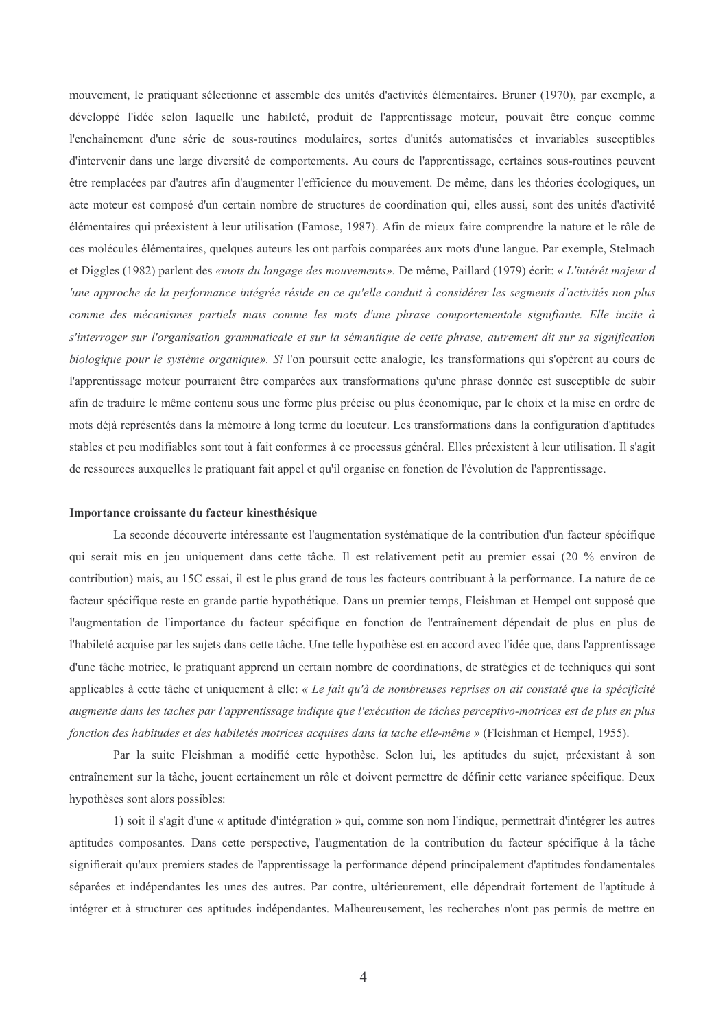mouvement, le pratiquant sélectionne et assemble des unités d'activités élémentaires. Bruner (1970), par exemple, a développé l'idée selon laquelle une habileté, produit de l'apprentissage moteur, pouvait être conçue comme l'enchaînement d'une série de sous-routines modulaires, sortes d'unités automatisées et invariables susceptibles d'intervenir dans une large diversité de comportements. Au cours de l'apprentissage, certaines sous-routines peuvent être remplacées par d'autres afin d'augmenter l'efficience du mouvement. De même, dans les théories écologiques, un acte moteur est composé d'un certain nombre de structures de coordination qui, elles aussi, sont des unités d'activité élémentaires qui préexistent à leur utilisation (Famose, 1987). Afin de mieux faire comprendre la nature et le rôle de ces molécules élémentaires, quelques auteurs les ont parfois comparées aux mots d'une langue. Par exemple, Stelmach et Diggles (1982) parlent des *«mots du langage des mouvements».* De même, Paillard (1979) écrit: « *L'intérêt majeur d 'une approche de la performance intégrée réside en ce qu'elle conduit à considérer les segments d'activités non plus comme des mécanismes partiels mais comme les mots d'une phrase comportementale signifiante. Elle incite à s'interroger sur l'organisation grammaticale et sur la sémantique de cette phrase, autrement dit sur sa signification biologique pour le système organique». Si* l'on poursuit cette analogie, les transformations qui s'opèrent au cours de l'apprentissage moteur pourraient être comparées aux transformations qu'une phrase donnée est susceptible de subir afin de traduire le même contenu sous une forme plus précise ou plus économique, par le choix et la mise en ordre de mots déjà représentés dans la mémoire à long terme du locuteur. Les transformations dans la configuration d'aptitudes stables et peu modifiables sont tout à fait conformes à ce processus général. Elles préexistent à leur utilisation. Il s'agit de ressources auxquelles le pratiquant fait appel et qu'il organise en fonction de l'évolution de l'apprentissage.

**Importance croissante du facteur kinesthésique**

La seconde découverte intéressante est l'augmentation systématique de la contribution d'un facteur spécifique qui serait mis en jeu uniquement dans cette tâche. Il est relativement petit au premier essai (20 % environ de contribution) mais, au 15C essai, il est le plus grand de tous les facteurs contribuant à la performance. La nature de ce facteur spécifique reste en grande partie hypothétique. Dans un premier temps, Fleishman et Hempel ont supposé que l'augmentation de l'importance du facteur spécifique en fonction de l'entraînement dépendait de plus en plus de l'habileté acquise par les sujets dans cette tâche. Une telle hypothèse est en accord avec l'idée que, dans l'apprentissage d'une tâche motrice, le pratiquant apprend un certain nombre de coordinations, de stratégies et de techniques qui sont applicables à cette tâche et uniquement à elle: *« Le fait qu'à de nombreuses reprises on ait constaté que la spécificité augmente dans les taches par l'apprentissage indique que l'exécution de tâches perceptivo-motrices est de plus en plus fonction des habitudes et des habiletés motrices acquises dans la tache elle-même »* (Fleishman et Hempel, 1955).

Par la suite Fleishman a modifié cette hypothèse. Selon lui, les aptitudes du sujet, préexistant à son entraînement sur la tâche, jouent certainement un rôle et doivent permettre de définir cette variance spécifique. Deux hypothèses sont alors possibles:

1) soit il s'agit d'une « aptitude d'intégration » qui, comme son nom l'indique, permettrait d'intégrer les autres aptitudes composantes. Dans cette perspective, l'augmentation de la contribution du facteur spécifique à la tâche signifierait qu'aux premiers stades de l'apprentissage la performance dépend principalement d'aptitudes fondamentales séparées et indépendantes les unes des autres. Par contre, ultérieurement, elle dépendrait fortement de l'aptitude à intégrer et à structurer ces aptitudes indépendantes. Malheureusement, les recherches n'ont pas permis de mettre en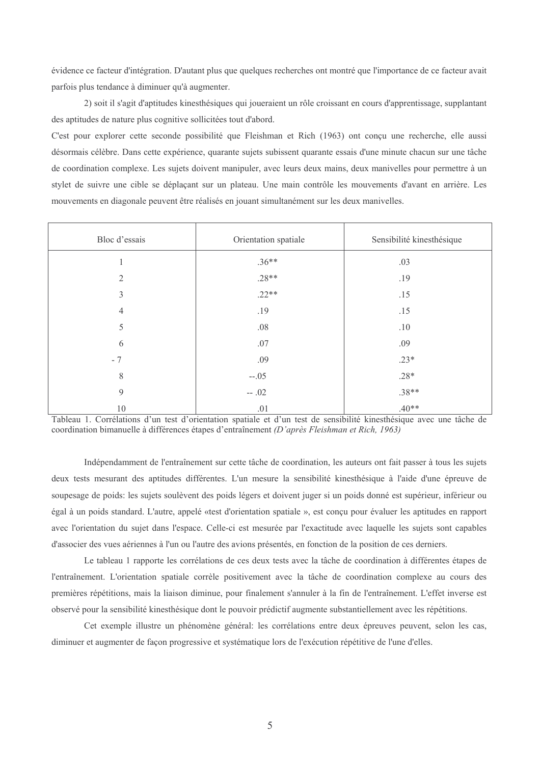évidence ce facteur d'intégration. D'autant plus que quelques recherches ont montré que l'importance de ce facteur avait parfois plus tendance à diminuer qu'à augmenter.

2) soit il s'agit d'aptitudes kinesthésiques qui joueraient un rôle croissant en cours d'apprentissage, supplantant des aptitudes de nature plus cognitive sollicitées tout d'abord.

C'est pour explorer cette seconde possibilité que Fleishman et Rich (1963) ont conçu une recherche, elle aussi désormais célèbre. Dans cette expérience, quarante sujets subissent quarante essais d'une minute chacun sur une tâche de coordination complexe. Les sujets doivent manipuler, avec leurs deux mains, deux manivelles pour permettre à un stylet de suivre une cible se déplaçant sur un plateau. Une main contrôle les mouvements d'avant en arrière. Les mouvements en diagonale peuvent être réalisés en jouant simultanément sur les deux manivelles.

| Bloc d'essais | Orientation spatiale | Sensibilité kinesthésique |
|---|---|---|
| 1 | .36** | .03 |
| 2 | .28** | .19 |
| 3 | .22** | .15 |
| 4 | .19 | .15 |
| 5 | .08 | .10 |
| 6 | .07 | .09 |
| - 7 | .09 | .23* |
| 8 | --.05 | .28* |
| 9 | -- .02 | .38** |
| 10 | .01 | .40** |

Tableau 1. Corrélations d'un test d'orientation spatiale et d'un test de sensibilité kinesthésique avec une tâche de coordination bimanuelle à différences étapes d'entraînement *(D'après Fleishman et Rich, 1963)*

Indépendamment de l'entraînement sur cette tâche de coordination, les auteurs ont fait passer à tous les sujets deux tests mesurant des aptitudes différentes. L'un mesure la sensibilité kinesthésique à l'aide d'une épreuve de soupesage de poids: les sujets soulèvent des poids légers et doivent juger si un poids donné est supérieur, inférieur ou égal à un poids standard. L'autre, appelé «test d'orientation spatiale », est conçu pour évaluer les aptitudes en rapport avec l'orientation du sujet dans l'espace. Celle-ci est mesurée par l'exactitude avec laquelle les sujets sont capables d'associer des vues aériennes à l'un ou l'autre des avions présentés, en fonction de la position de ces derniers.

Le tableau 1 rapporte les corrélations de ces deux tests avec la tâche de coordination à différentes étapes de l'entraînement. L'orientation spatiale corrèle positivement avec la tâche de coordination complexe au cours des premières répétitions, mais la liaison diminue, pour finalement s'annuler à la fin de l'entraînement. L'effet inverse est observé pour la sensibilité kinesthésique dont le pouvoir prédictif augmente substantiellement avec les répétitions.

Cet exemple illustre un phénomène général: les corrélations entre deux épreuves peuvent, selon les cas, diminuer et augmenter de façon progressive et systématique lors de l'exécution répétitive de l'une d'elles.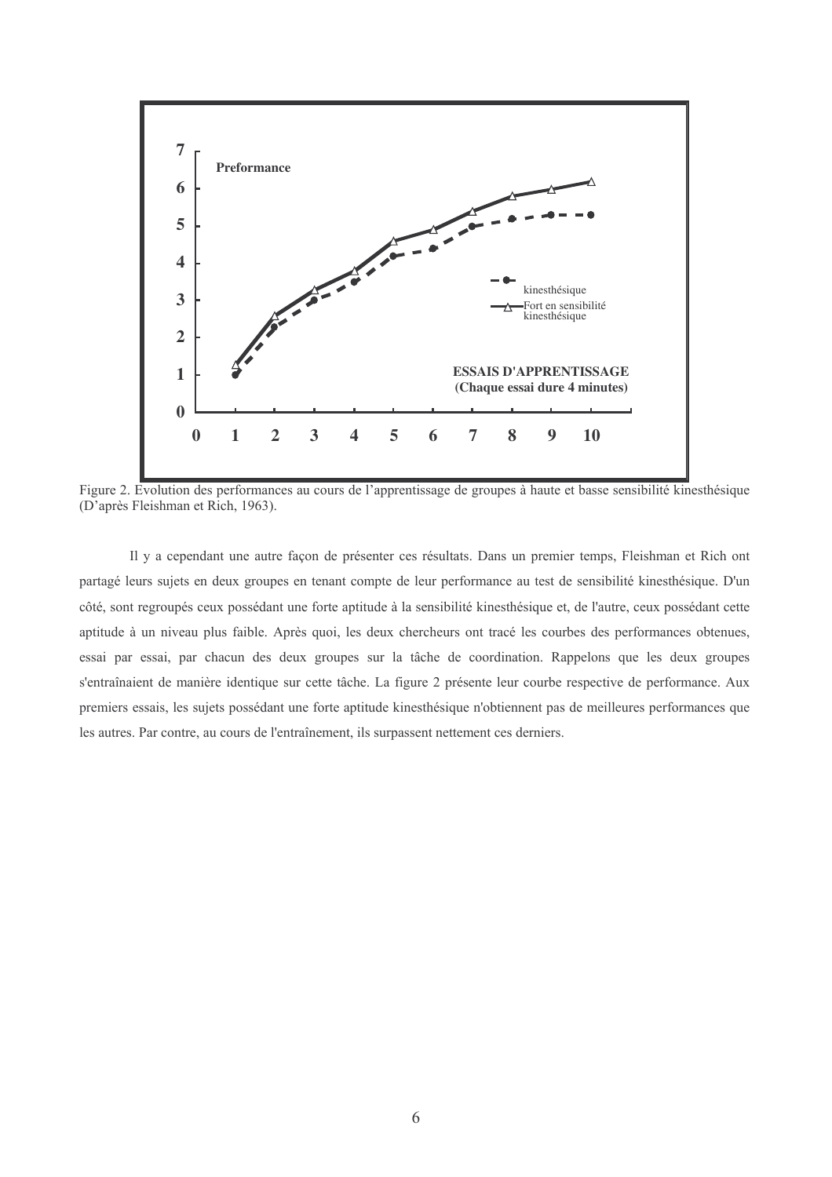Figure 2. Evolution des performances au cours de l'apprentissage de groupes à haute et basse sensibilité kinesthésique (D'après Fleishman et Rich, 1963).

Il y a cependant une autre façon de présenter ces résultats. Dans un premier temps, Fleishman et Rich ont partagé leurs sujets en deux groupes en tenant compte de leur performance au test de sensibilité kinesthésique. D'un côté, sont regroupés ceux possédant une forte aptitude à la sensibilité kinesthésique et, de l'autre, ceux possédant cette aptitude à un niveau plus faible. Après quoi, les deux chercheurs ont tracé les courbes des performances obtenues, essai par essai, par chacun des deux groupes sur la tâche de coordination. Rappelons que les deux groupes s'entraînaient de manière identique sur cette tâche. La figure 2 présente leur courbe respective de performance. Aux premiers essais, les sujets possédant une forte aptitude kinesthésique n'obtiennent pas de meilleures performances que les autres. Par contre, au cours de l'entraînement, ils surpassent nettement ces derniers.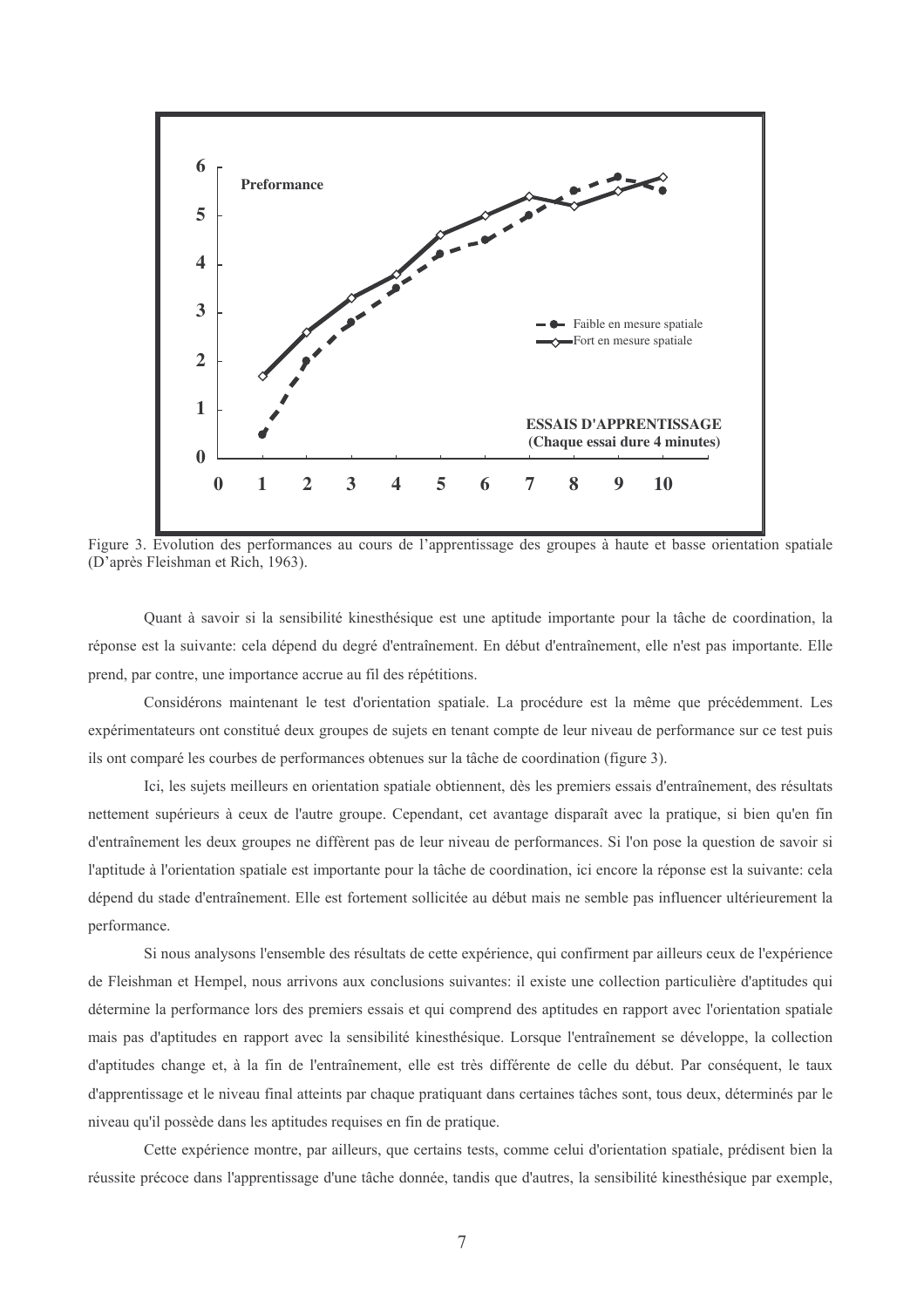Figure 3. Evolution des performances au cours de l'apprentissage des groupes à haute et basse orientation spatiale (D'après Fleishman et Rich, 1963).

Quant à savoir si la sensibilité kinesthésique est une aptitude importante pour la tâche de coordination, la réponse est la suivante: cela dépend du degré d'entraînement. En début d'entraînement, elle n'est pas importante. Elle prend, par contre, une importance accrue au fil des répétitions.

Considérons maintenant le test d'orientation spatiale. La procédure est la même que précédemment. Les expérimentateurs ont constitué deux groupes de sujets en tenant compte de leur niveau de performance sur ce test puis ils ont comparé les courbes de performances obtenues sur la tâche de coordination (figure 3).

Ici, les sujets meilleurs en orientation spatiale obtiennent, dès les premiers essais d'entraînement, des résultats nettement supérieurs à ceux de l'autre groupe. Cependant, cet avantage disparaît avec la pratique, si bien qu'en fin d'entraînement les deux groupes ne diffèrent pas de leur niveau de performances. Si l'on pose la question de savoir si l'aptitude à l'orientation spatiale est importante pour la tâche de coordination, ici encore la réponse est la suivante: cela dépend du stade d'entraînement. Elle est fortement sollicitée au début mais ne semble pas influencer ultérieurement la performance.

Si nous analysons l'ensemble des résultats de cette expérience, qui confirment par ailleurs ceux de l'expérience de Fleishman et Hempel, nous arrivons aux conclusions suivantes: il existe une collection particulière d'aptitudes qui détermine la performance lors des premiers essais et qui comprend des aptitudes en rapport avec l'orientation spatiale mais pas d'aptitudes en rapport avec la sensibilité kinesthésique. Lorsque l'entraînement se développe, la collection d'aptitudes change et, à la fin de l'entraînement, elle est très différente de celle du début. Par conséquent, le taux d'apprentissage et le niveau final atteints par chaque pratiquant dans certaines tâches sont, tous deux, déterminés par le niveau qu'il possède dans les aptitudes requises en fin de pratique.

Cette expérience montre, par ailleurs, que certains tests, comme celui d'orientation spatiale, prédisent bien la réussite précoce dans l'apprentissage d'une tâche donnée, tandis que d'autres, la sensibilité kinesthésique par exemple,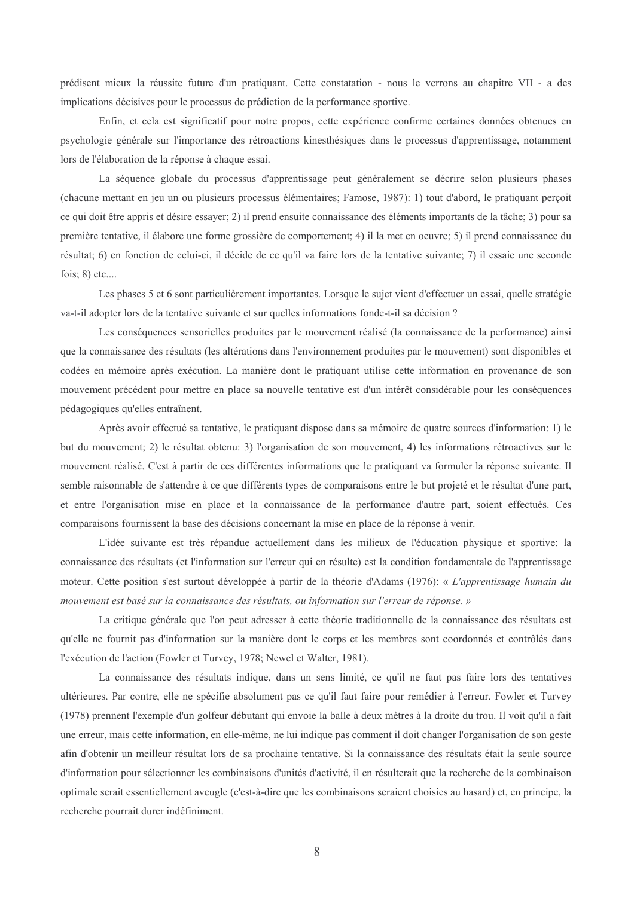prédisent mieux la réussite future d'un pratiquant. Cette constatation - nous le verrons au chapitre VII - a des implications décisives pour le processus de prédiction de la performance sportive.

Enfin, et cela est significatif pour notre propos, cette expérience confirme certaines données obtenues en psychologie générale sur l'importance des rétroactions kinesthésiques dans le processus d'apprentissage, notamment lors de l'élaboration de la réponse à chaque essai.

La séquence globale du processus d'apprentissage peut généralement se décrire selon plusieurs phases (chacune mettant en jeu un ou plusieurs processus élémentaires; Famose, 1987): 1) tout d'abord, le pratiquant perçoit ce qui doit être appris et désire essayer; 2) il prend ensuite connaissance des éléments importants de la tâche; 3) pour sa première tentative, il élabore une forme grossière de comportement; 4) il la met en oeuvre; 5) il prend connaissance du résultat; 6) en fonction de celui-ci, il décide de ce qu'il va faire lors de la tentative suivante; 7) il essaie une seconde fois; 8) etc....

Les phases 5 et 6 sont particulièrement importantes. Lorsque le sujet vient d'effectuer un essai, quelle stratégie va-t-il adopter lors de la tentative suivante et sur quelles informations fonde-t-il sa décision ?

Les conséquences sensorielles produites par le mouvement réalisé (la connaissance de la performance) ainsi que la connaissance des résultats (les altérations dans l'environnement produites par le mouvement) sont disponibles et codées en mémoire après exécution. La manière dont le pratiquant utilise cette information en provenance de son mouvement précédent pour mettre en place sa nouvelle tentative est d'un intérêt considérable pour les conséquences pédagogiques qu'elles entraînent.

Après avoir effectué sa tentative, le pratiquant dispose dans sa mémoire de quatre sources d'information: 1) le but du mouvement; 2) le résultat obtenu: 3) l'organisation de son mouvement, 4) les informations rétroactives sur le mouvement réalisé. C'est à partir de ces différentes informations que le pratiquant va formuler la réponse suivante. Il semble raisonnable de s'attendre à ce que différents types de comparaisons entre le but projeté et le résultat d'une part, et entre l'organisation mise en place et la connaissance de la performance d'autre part, soient effectués. Ces comparaisons fournissent la base des décisions concernant la mise en place de la réponse à venir.

L'idée suivante est très répandue actuellement dans les milieux de l'éducation physique et sportive: la connaissance des résultats (et l'information sur l'erreur qui en résulte) est la condition fondamentale de l'apprentissage moteur. Cette position s'est surtout développée à partir de la théorie d'Adams (1976): « *L'apprentissage humain du mouvement est basé sur la connaissance des résultats, ou information sur l'erreur de réponse.* »

La critique générale que l'on peut adresser à cette théorie traditionnelle de la connaissance des résultats est qu'elle ne fournit pas d'information sur la manière dont le corps et les membres sont coordonnés et contrôlés dans l'exécution de l'action (Fowler et Turvey, 1978; Newel et Walter, 1981).

La connaissance des résultats indique, dans un sens limité, ce qu'il ne faut pas faire lors des tentatives ultérieures. Par contre, elle ne spécifie absolument pas ce qu'il faut faire pour remédier à l'erreur. Fowler et Turvey (1978) prennent l'exemple d'un golfeur débutant qui envoie la balle à deux mètres à la droite du trou. Il voit qu'il a fait une erreur, mais cette information, en elle-même, ne lui indique pas comment il doit changer l'organisation de son geste afin d'obtenir un meilleur résultat lors de sa prochaine tentative. Si la connaissance des résultats était la seule source d'information pour sélectionner les combinaisons d'unités d'activité, il en résulterait que la recherche de la combinaison optimale serait essentiellement aveugle (c'est-à-dire que les combinaisons seraient choisies au hasard) et, en principe, la recherche pourrait durer indéfiniment.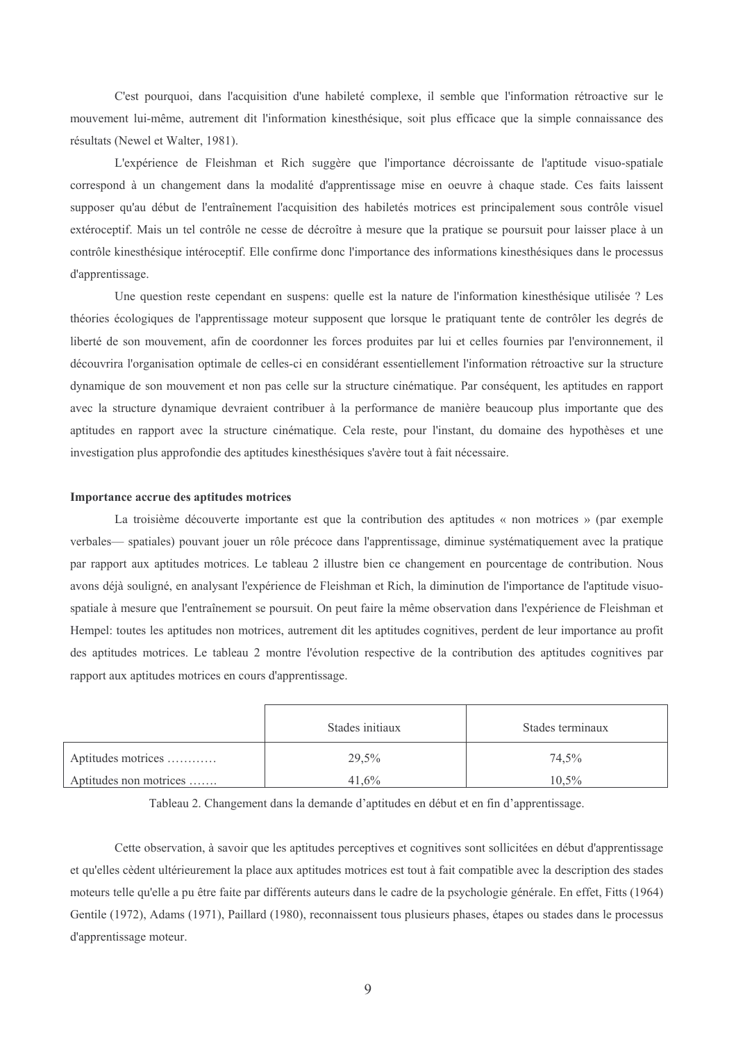C'est pourquoi, dans l'acquisition d'une habileté complexe, il semble que l'information rétroactive sur le mouvement lui-même, autrement dit l'information kinesthésique, soit plus efficace que la simple connaissance des résultats (Newel et Walter, 1981).

L'expérience de Fleishman et Rich suggère que l'importance décroissante de l'aptitude visuo-spatiale correspond à un changement dans la modalité d'apprentissage mise en oeuvre à chaque stade. Ces faits laissent supposer qu'au début de l'entraînement l'acquisition des habiletés motrices est principalement sous contrôle visuel extéroceptif. Mais un tel contrôle ne cesse de décroître à mesure que la pratique se poursuit pour laisser place à un contrôle kinesthésique intéroceptif. Elle confirme donc l'importance des informations kinesthésiques dans le processus d'apprentissage.

Une question reste cependant en suspens: quelle est la nature de l'information kinesthésique utilisée ? Les théories écologiques de l'apprentissage moteur supposent que lorsque le pratiquant tente de contrôler les degrés de liberté de son mouvement, afin de coordonner les forces produites par lui et celles fournies par l'environnement, il découvrira l'organisation optimale de celles-ci en considérant essentiellement l'information rétroactive sur la structure dynamique de son mouvement et non pas celle sur la structure cinématique. Par conséquent, les aptitudes en rapport avec la structure dynamique devraient contribuer à la performance de manière beaucoup plus importante que des aptitudes en rapport avec la structure cinématique. Cela reste, pour l'instant, du domaine des hypothèses et une investigation plus approfondie des aptitudes kinesthésiques s'avère tout à fait nécessaire.

**Importance accrue des aptitudes motrices**

La troisième découverte importante est que la contribution des aptitudes « non motrices » (par exemple verbales— spatiales) pouvant jouer un rôle précoce dans l'apprentissage, diminue systématiquement avec la pratique par rapport aux aptitudes motrices. Le tableau 2 illustre bien ce changement en pourcentage de contribution. Nous avons déjà souligné, en analysant l'expérience de Fleishman et Rich, la diminution de l'importance de l'aptitude visuo-spatiale à mesure que l'entraînement se poursuit. On peut faire la même observation dans l'expérience de Fleishman et Hempel: toutes les aptitudes non motrices, autrement dit les aptitudes cognitives, perdent de leur importance au profit des aptitudes motrices. Le tableau 2 montre l'évolution respective de la contribution des aptitudes cognitives par rapport aux aptitudes motrices en cours d'apprentissage.

| | Stades initiaux | Stades terminaux |
|---|---|---|
| Aptitudes motrices ………… | 29,5% | 74,5% |
| Aptitudes non motrices ……. | 41,6% | 10,5% |

Tableau 2. Changement dans la demande d'aptitudes en début et en fin d'apprentissage.

Cette observation, à savoir que les aptitudes perceptives et cognitives sont sollicitées en début d'apprentissage et qu'elles cèdent ultérieurement la place aux aptitudes motrices est tout à fait compatible avec la description des stades moteurs telle qu'elle a pu être faite par différents auteurs dans le cadre de la psychologie générale. En effet, Fitts (1964) Gentile (1972), Adams (1971), Paillard (1980), reconnaissent tous plusieurs phases, étapes ou stades dans le processus d'apprentissage moteur.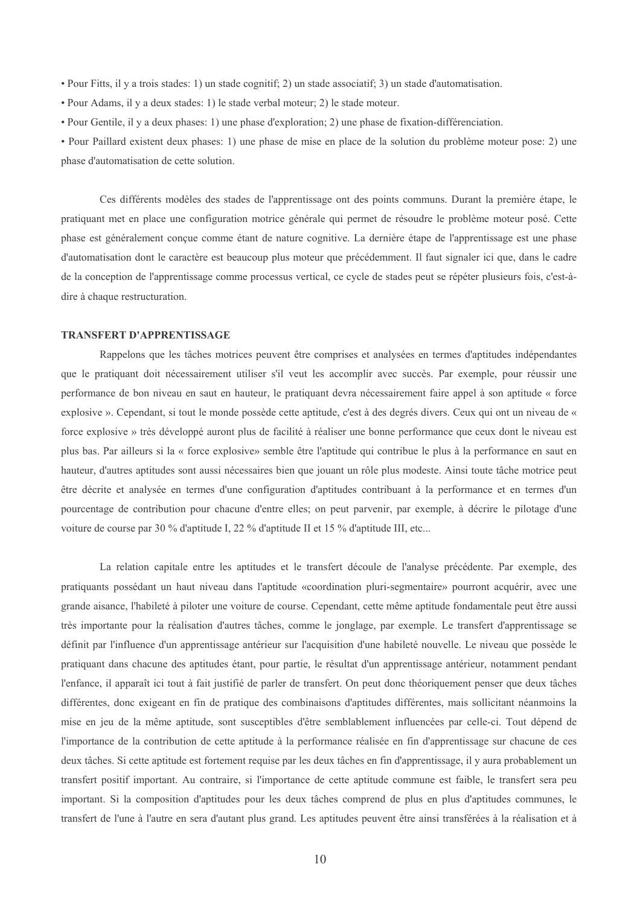- Pour Fitts, il y a trois stades: 1) un stade cognitif; 2) un stade associatif; 3) un stade d'automatisation.
- Pour Adams, il y a deux stades: 1) le stade verbal moteur; 2) le stade moteur.
- Pour Gentile, il y a deux phases: 1) une phase d'exploration; 2) une phase de fixation-différenciation.
- Pour Paillard existent deux phases: 1) une phase de mise en place de la solution du problème moteur pose: 2) une phase d'automatisation de cette solution.

Ces différents modèles des stades de l'apprentissage ont des points communs. Durant la première étape, le pratiquant met en place une configuration motrice générale qui permet de résoudre le problème moteur posé. Cette phase est généralement conçue comme étant de nature cognitive. La dernière étape de l'apprentissage est une phase d'automatisation dont le caractère est beaucoup plus moteur que précédemment. Il faut signaler ici que, dans le cadre de la conception de l'apprentissage comme processus vertical, ce cycle de stades peut se répéter plusieurs fois, c'est-à-dire à chaque restructuration.

**TRANSFERT D'APPRENTISSAGE**

Rappelons que les tâches motrices peuvent être comprises et analysées en termes d'aptitudes indépendantes que le pratiquant doit nécessairement utiliser s'il veut les accomplir avec succès. Par exemple, pour réussir une performance de bon niveau en saut en hauteur, le pratiquant devra nécessairement faire appel à son aptitude « force explosive ». Cependant, si tout le monde possède cette aptitude, c'est à des degrés divers. Ceux qui ont un niveau de « force explosive » très développé auront plus de facilité à réaliser une bonne performance que ceux dont le niveau est plus bas. Par ailleurs si la « force explosive» semble être l'aptitude qui contribue le plus à la performance en saut en hauteur, d'autres aptitudes sont aussi nécessaires bien que jouant un rôle plus modeste. Ainsi toute tâche motrice peut être décrite et analysée en termes d'une configuration d'aptitudes contribuant à la performance et en termes d'un pourcentage de contribution pour chacune d'entre elles; on peut parvenir, par exemple, à décrire le pilotage d'une voiture de course par 30 % d'aptitude I, 22 % d'aptitude II et 15 % d'aptitude III, etc...

La relation capitale entre les aptitudes et le transfert découle de l'analyse précédente. Par exemple, des pratiquants possédant un haut niveau dans l'aptitude «coordination pluri-segmentaire» pourront acquérir, avec une grande aisance, l'habileté à piloter une voiture de course. Cependant, cette même aptitude fondamentale peut être aussi très importante pour la réalisation d'autres tâches, comme le jonglage, par exemple. Le transfert d'apprentissage se définit par l'influence d'un apprentissage antérieur sur l'acquisition d'une habileté nouvelle. Le niveau que possède le pratiquant dans chacune des aptitudes étant, pour partie, le résultat d'un apprentissage antérieur, notamment pendant l'enfance, il apparaît ici tout à fait justifié de parler de transfert. On peut donc théoriquement penser que deux tâches différentes, donc exigeant en fin de pratique des combinaisons d'aptitudes différentes, mais sollicitant néanmoins la mise en jeu de la même aptitude, sont susceptibles d'être semblablement influencées par celle-ci. Tout dépend de l'importance de la contribution de cette aptitude à la performance réalisée en fin d'apprentissage sur chacune de ces deux tâches. Si cette aptitude est fortement requise par les deux tâches en fin d'apprentissage, il y aura probablement un transfert positif important. Au contraire, si l'importance de cette aptitude commune est faible, le transfert sera peu important. Si la composition d'aptitudes pour les deux tâches comprend de plus en plus d'aptitudes communes, le transfert de l'une à l'autre en sera d'autant plus grand. Les aptitudes peuvent être ainsi transférées à la réalisation et à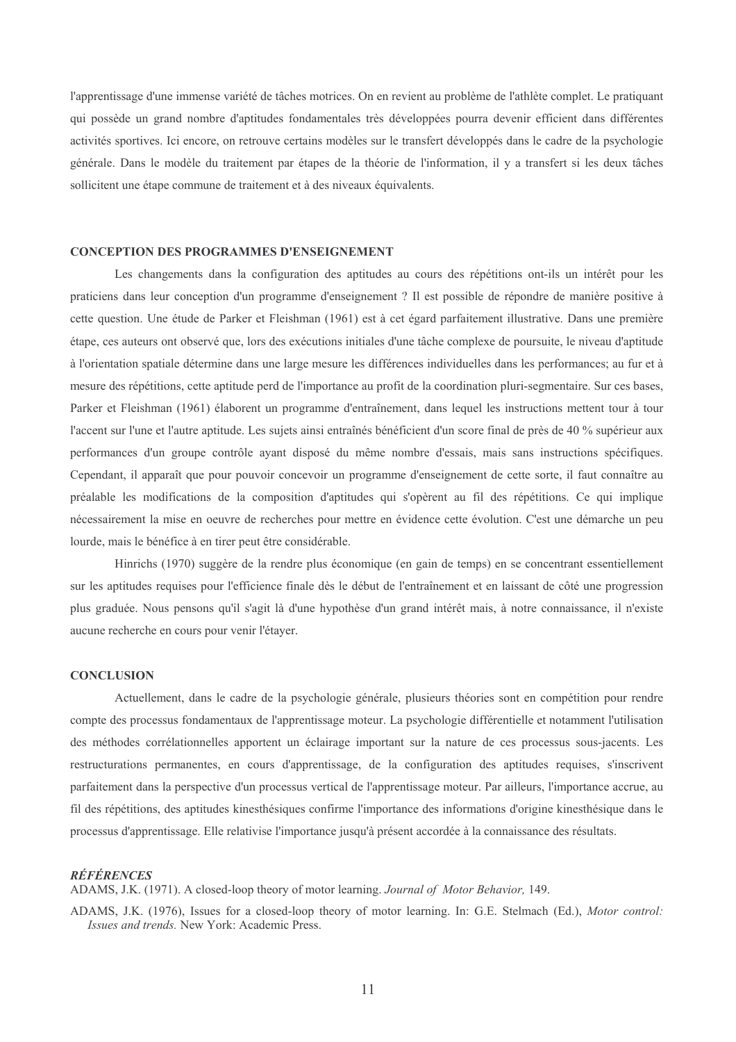l'apprentissage d'une immense variété de tâches motrices. On en revient au problème de l'athlète complet. Le pratiquant qui possède un grand nombre d'aptitudes fondamentales très développées pourra devenir efficient dans différentes activités sportives. Ici encore, on retrouve certains modèles sur le transfert développés dans le cadre de la psychologie générale. Dans le modèle du traitement par étapes de la théorie de l'information, il y a transfert si les deux tâches sollicitent une étape commune de traitement et à des niveaux équivalents.

## CONCEPTION DES PROGRAMMES D'ENSEIGNEMENT

Les changements dans la configuration des aptitudes au cours des répétitions ont-ils un intérêt pour les praticiens dans leur conception d'un programme d'enseignement ? Il est possible de répondre de manière positive à cette question. Une étude de Parker et Fleishman (1961) est à cet égard parfaitement illustrative. Dans une première étape, ces auteurs ont observé que, lors des exécutions initiales d'une tâche complexe de poursuite, le niveau d'aptitude à l'orientation spatiale détermine dans une large mesure les différences individuelles dans les performances; au fur et à mesure des répétitions, cette aptitude perd de l'importance au profit de la coordination pluri-segmentaire. Sur ces bases, Parker et Fleishman (1961) élaborent un programme d'entraînement, dans lequel les instructions mettent tour à tour l'accent sur l'une et l'autre aptitude. Les sujets ainsi entraînés bénéficient d'un score final de près de 40 % supérieur aux performances d'un groupe contrôle ayant disposé du même nombre d'essais, mais sans instructions spécifiques. Cependant, il apparaît que pour pouvoir concevoir un programme d'enseignement de cette sorte, il faut connaître au préalable les modifications de la composition d'aptitudes qui s'opèrent au fil des répétitions. Ce qui implique nécessairement la mise en oeuvre de recherches pour mettre en évidence cette évolution. C'est une démarche un peu lourde, mais le bénéfice à en tirer peut être considérable.

Hinrichs (1970) suggère de la rendre plus économique (en gain de temps) en se concentrant essentiellement sur les aptitudes requises pour l'efficience finale dès le début de l'entraînement et en laissant de côté une progression plus graduée. Nous pensons qu'il s'agit là d'une hypothèse d'un grand intérêt mais, à notre connaissance, il n'existe aucune recherche en cours pour venir l'étayer.

## CONCLUSION

Actuellement, dans le cadre de la psychologie générale, plusieurs théories sont en compétition pour rendre compte des processus fondamentaux de l'apprentissage moteur. La psychologie différentielle et notamment l'utilisation des méthodes corrélationnelles apportent un éclairage important sur la nature de ces processus sous-jacents. Les restructurations permanentes, en cours d'apprentissage, de la configuration des aptitudes requises, s'inscrivent parfaitement dans la perspective d'un processus vertical de l'apprentissage moteur. Par ailleurs, l'importance accrue, au fil des répétitions, des aptitudes kinesthésiques confirme l'importance des informations d'origine kinesthésique dans le processus d'apprentissage. Elle relativise l'importance jusqu'à présent accordée à la connaissance des résultats.

## *RÉFÉRENCES*

ADAMS, J.K. (1971). A closed-loop theory of motor learning. *Journal of Motor Behavior,* 149.

ADAMS, J.K. (1976), Issues for a closed-loop theory of motor learning. In: G.E. Stelmach (Ed.), *Motor control: Issues and trends.* New York: Academic Press.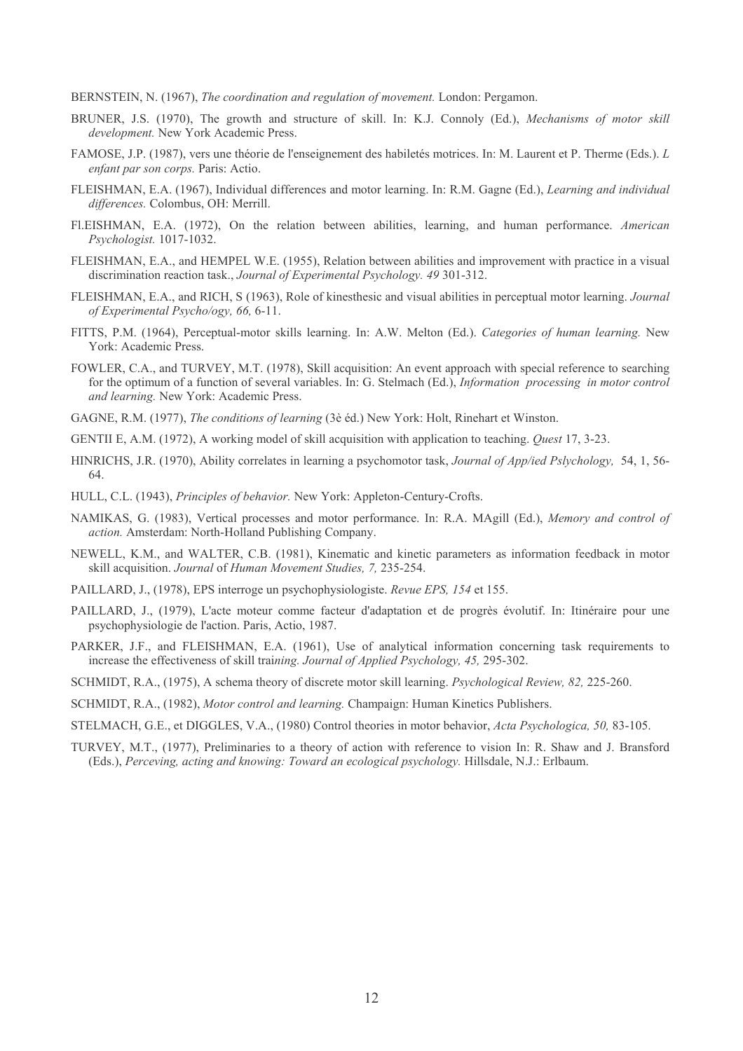BERNSTEIN, N. (1967), *The coordination and regulation of movement.* London: Pergamon.

BRUNER, J.S. (1970), The growth and structure of skill. In: K.J. Connoly (Ed.), *Mechanisms of motor skill development.* New York Academic Press.

FAMOSE, J.P. (1987), vers une théorie de l'enseignement des habiletés motrices. In: M. Laurent et P. Therme (Eds.). *L enfant par son corps.* Paris: Actio.

FLEISHMAN, E.A. (1967), Individual differences and motor learning. In: R.M. Gagne (Ed.), *Learning and individual differences.* Colombus, OH: Merrill.

Fl.EISHMAN, E.A. (1972), On the relation between abilities, learning, and human performance. *American Psychologist.* 1017-1032.

FLEISHMAN, E.A., and HEMPEL W.E. (1955), Relation between abilities and improvement with practice in a visual discrimination reaction task., *Journal of Experimental Psychology. 49* 301-312.

FLEISHMAN, E.A., and RICH, S (1963), Role of kinesthesic and visual abilities in perceptual motor learning. *Journal of Experimental Psycho/ogy, 66,* 6-11.

FITTS, P.M. (1964), Perceptual-motor skills learning. In: A.W. Melton (Ed.). *Categories of human learning.* New York: Academic Press.

FOWLER, C.A., and TURVEY, M.T. (1978), Skill acquisition: An event approach with special reference to searching for the optimum of a function of several variables. In: G. Stelmach (Ed.), *Information processing in motor control and learning.* New York: Academic Press.

GAGNE, R.M. (1977), *The conditions of learning* (3è éd.) New York: Holt, Rinehart et Winston.

GENTII E, A.M. (1972), A working model of skill acquisition with application to teaching. *Quest* 17, 3-23.

HINRICHS, J.R. (1970), Ability correlates in learning a psychomotor task, *Journal of App/ied Pslychology,* 54, 1, 56-64.

HULL, C.L. (1943), *Principles of behavior.* New York: Appleton-Century-Crofts.

NAMIKAS, G. (1983), Vertical processes and motor performance. In: R.A. MAgill (Ed.), *Memory and control of action.* Amsterdam: North-Holland Publishing Company.

NEWELL, K.M., and WALTER, C.B. (1981), Kinematic and kinetic parameters as information feedback in motor skill acquisition. *Journal* of *Human Movement Studies, 7,* 235-254.

PAILLARD, J., (1978), EPS interroge un psychophysiologiste. *Revue EPS, 154* et 155.

PAILLARD, J., (1979), L'acte moteur comme facteur d'adaptation et de progrès évolutif. In: Itinéraire pour une psychophysiologie de l'action. Paris, Actio, 1987.

PARKER, J.F., and FLEISHMAN, E.A. (1961), Use of analytical information concerning task requirements to increase the effectiveness of skill trai*ning. Journal of Applied Psychology, 45,* 295-302.

SCHMIDT, R.A., (1975), A schema theory of discrete motor skill learning. *Psychological Review, 82,* 225-260.

SCHMIDT, R.A., (1982), *Motor control and learning.* Champaign: Human Kinetics Publishers.

STELMACH, G.E., et DIGGLES, V.A., (1980) Control theories in motor behavior, *Acta Psychologica, 50,* 83-105.

TURVEY, M.T., (1977), Preliminaries to a theory of action with reference to vision In: R. Shaw and J. Bransford (Eds.), *Perceving, acting and knowing: Toward an ecological psychology.* Hillsdale, N.J.: Erlbaum.